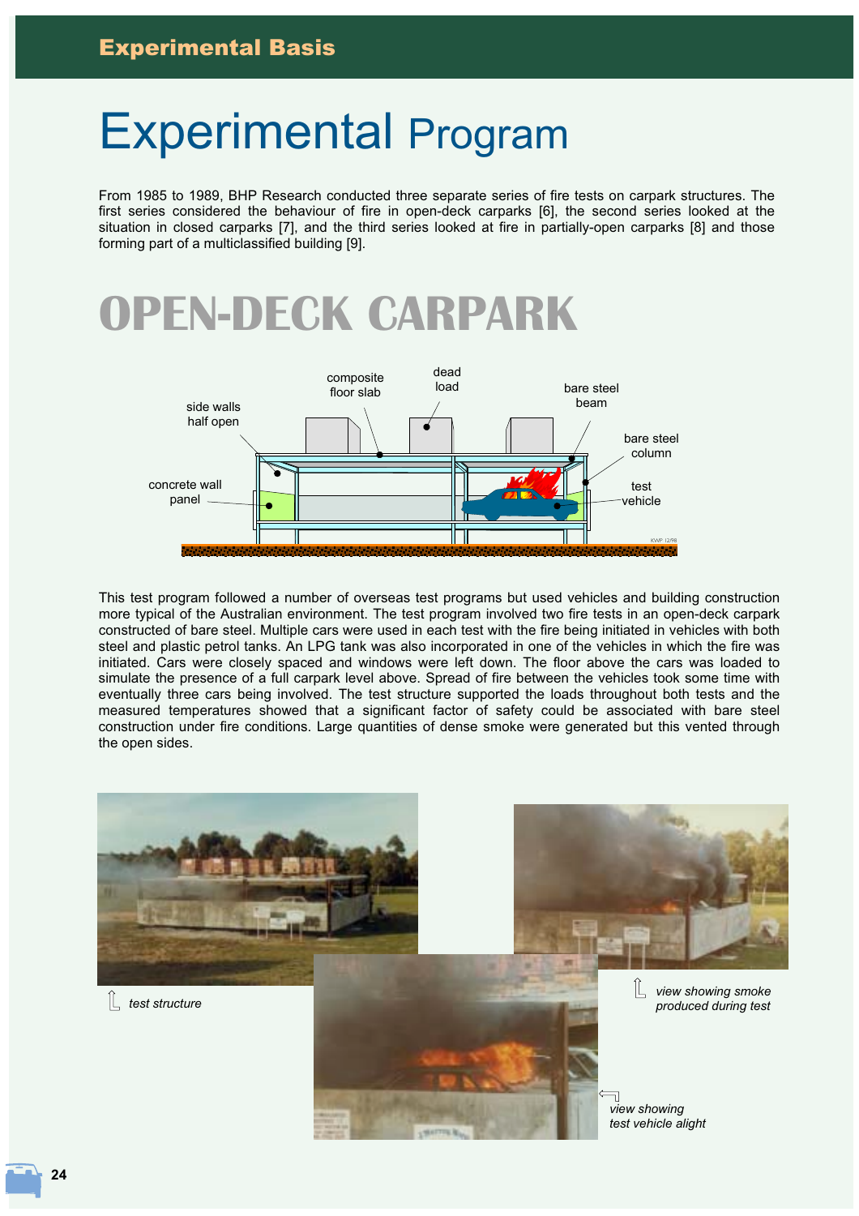# Experimental Program

From 1985 to 1989, BHP Research conducted three separate series of fire tests on carpark structures. The first series considered the behaviour of fire in open-deck carparks [6], the second series looked at the situation in closed carparks [7], and the third series looked at fire in partially-open carparks [8] and those forming part of a multiclassified building [9].

## OPEN-DECK CARPARK

This test program followed a number of overseas test programs but used vehicles and building construction more typical of the Australian environment. The test program involved two fire tests in an open-deck carpark constructed of bare steel. Multiple cars were used in each test with the fire being initiated in vehicles with both steel and plastic petrol tanks. An LPG tank was also incorporated in one of the vehicles in which the fire was initiated. Cars were closely spaced and windows were left down. The floor above the cars was loaded to simulate the presence of a full carpark level above. Spread of fire between the vehicles took some time with eventually three cars being involved. The test structure supported the loads throughout both tests and the measured temperatures showed that a significant factor of safety could be associated with bare steel construction under fire conditions. Large quantities of dense smoke were generated but this vented through the open sides.

*test structure*

*view showing smoke produced during test*

*view showing test vehicle alight*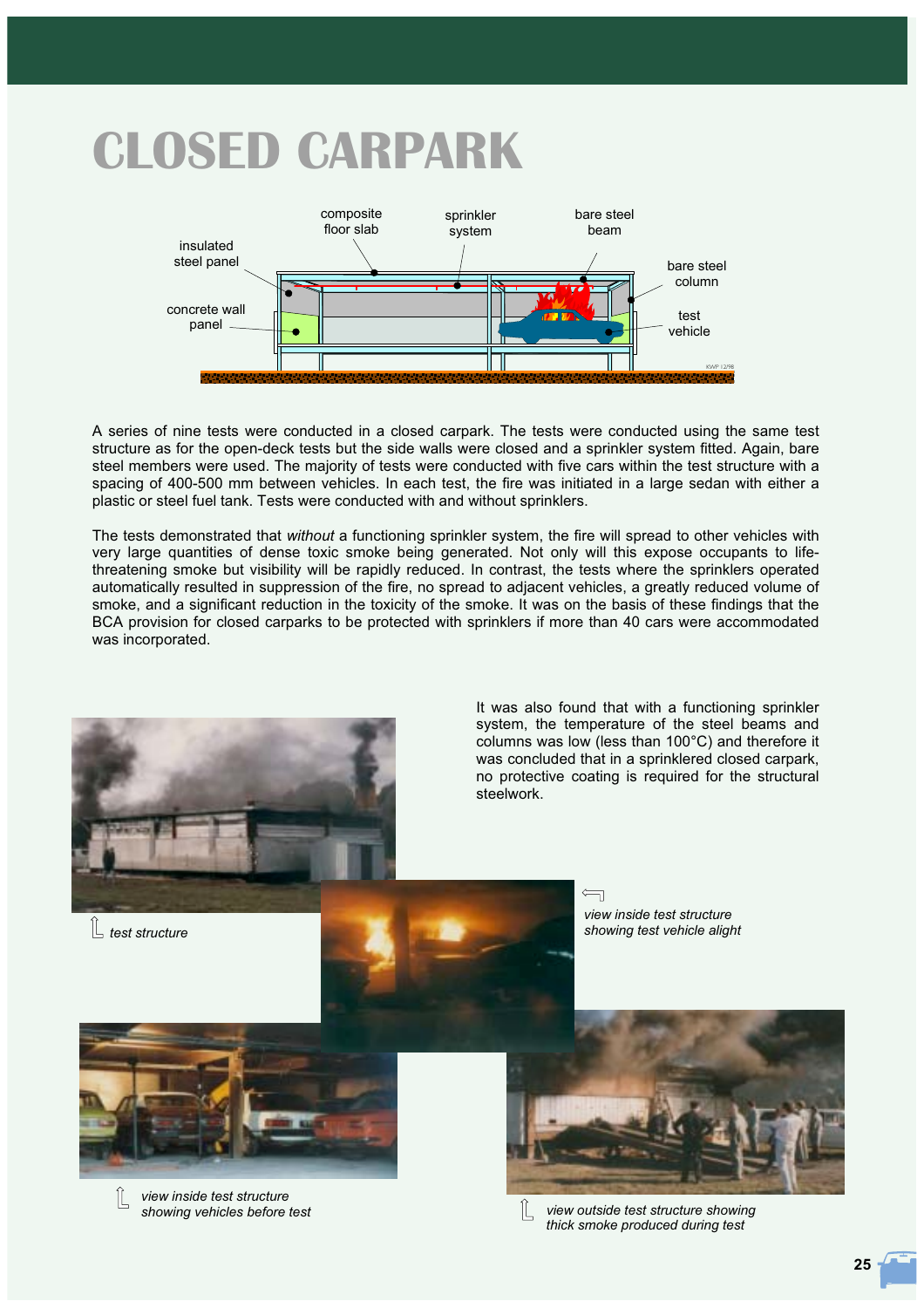# CLOSED CARPARK

A series of nine tests were conducted in a closed carpark. The tests were conducted using the same test structure as for the open-deck tests but the side walls were closed and a sprinkler system fitted. Again, bare steel members were used. The majority of tests were conducted with five cars within the test structure with a spacing of 400-500 mm between vehicles. In each test, the fire was initiated in a large sedan with either a plastic or steel fuel tank. Tests were conducted with and without sprinklers.

The tests demonstrated that *without* a functioning sprinkler system, the fire will spread to other vehicles with very large quantities of dense toxic smoke being generated. Not only will this expose occupants to life-threatening smoke but visibility will be rapidly reduced. In contrast, the tests where the sprinklers operated automatically resulted in suppression of the fire, no spread to adjacent vehicles, a greatly reduced volume of smoke, and a significant reduction in the toxicity of the smoke. It was on the basis of these findings that the BCA provision for closed carparks to be protected with sprinklers if more than 40 cars were accommodated was incorporated.

It was also found that with a functioning sprinkler system, the temperature of the steel beams and columns was low (less than 100°C) and therefore it was concluded that in a sprinklered closed carpark, no protective coating is required for the structural steelwork.

*test structure*

*view inside test structure showing test vehicle alight*

*view inside test structure showing vehicles before test*

*view outside test structure showing thick smoke produced during test*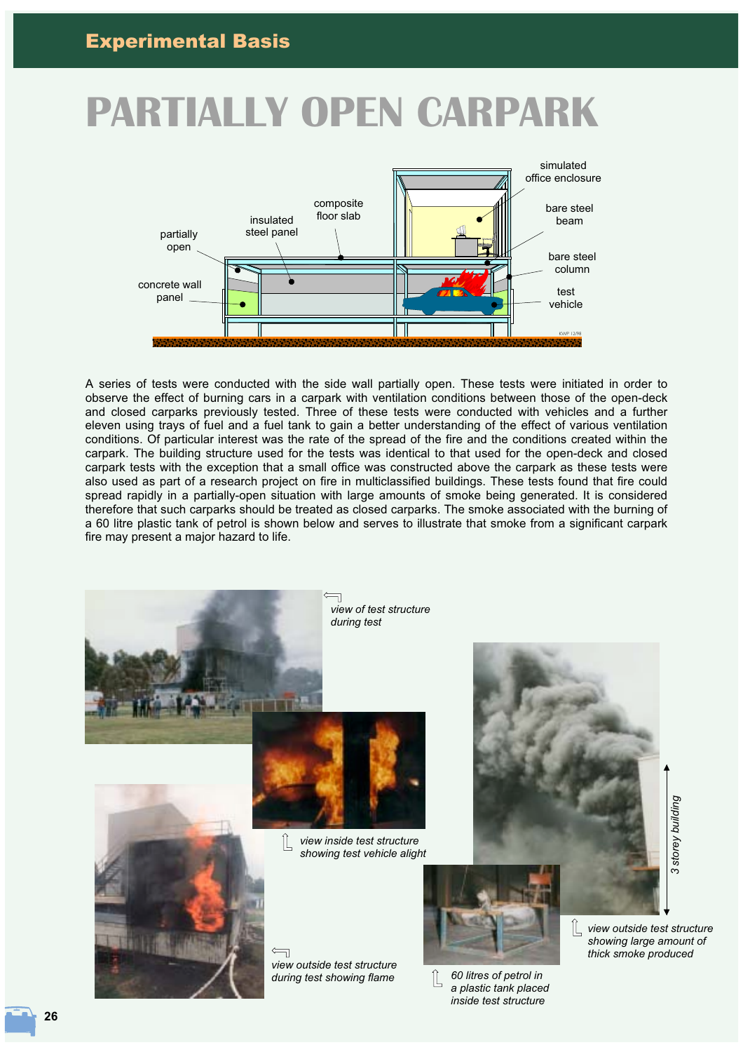# PARTIALLY OPEN CARPARK

A series of tests were conducted with the side wall partially open. These tests were initiated in order to observe the effect of burning cars in a carpark with ventilation conditions between those of the open-deck and closed carparks previously tested. Three of these tests were conducted with vehicles and a further eleven using trays of fuel and a fuel tank to gain a better understanding of the effect of various ventilation conditions. Of particular interest was the rate of the spread of the fire and the conditions created within the carpark. The building structure used for the tests was identical to that used for the open-deck and closed carpark tests with the exception that a small office was constructed above the carpark as these tests were also used as part of a research project on fire in multiclassified buildings. These tests found that fire could spread rapidly in a partially-open situation with large amounts of smoke being generated. It is considered therefore that such carparks should be treated as closed carparks. The smoke associated with the burning of a 60 litre plastic tank of petrol is shown below and serves to illustrate that smoke from a significant carpark fire may present a major hazard to life.

*view of test structure during test*

*view inside test structure showing test vehicle alight*

*view outside test structure during test showing flame*

*60 litres of petrol in a plastic tank placed inside test structure*

*view outside test structure showing large amount of thick smoke produced*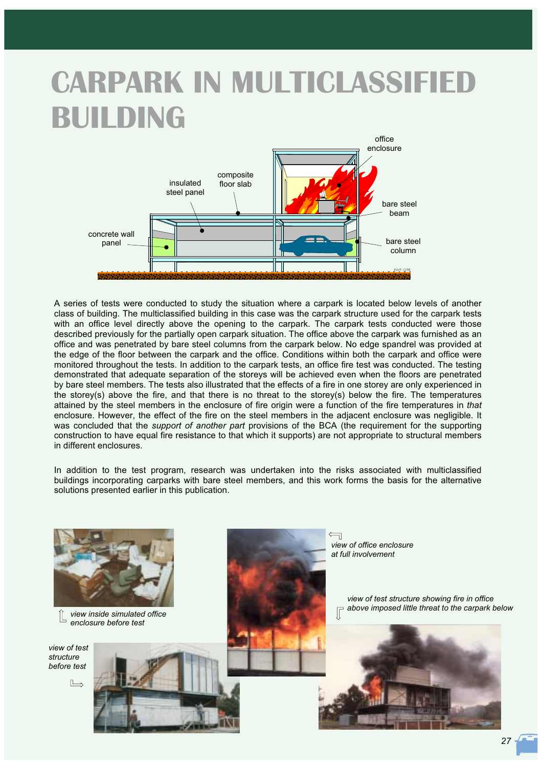# CARPARK IN MULTICLASSIFIED BUILDING

A series of tests were conducted to study the situation where a carpark is located below levels of another class of building. The multiclassified building in this case was the carpark structure used for the carpark tests with an office level directly above the opening to the carpark. The carpark tests conducted were those described previously for the partially open carpark situation. The office above the carpark was furnished as an office and was penetrated by bare steel columns from the carpark below. No edge spandrel was provided at the edge of the floor between the carpark and the office. Conditions within both the carpark and office were monitored throughout the tests. In addition to the carpark tests, an office fire test was conducted. The testing demonstrated that adequate separation of the storeys will be achieved even when the floors are penetrated by bare steel members. The tests also illustrated that the effects of a fire in one storey are only experienced in the storey(s) above the fire, and that there is no threat to the storey(s) below the fire. The temperatures attained by the steel members in the enclosure of fire origin were a function of the fire temperatures in *that* enclosure. However, the effect of the fire on the steel members in the adjacent enclosure was negligible. It was concluded that the *support of another part* provisions of the BCA (the requirement for the supporting construction to have equal fire resistance to that which it supports) are not appropriate to structural members in different enclosures.

In addition to the test program, research was undertaken into the risks associated with multiclassified buildings incorporating carparks with bare steel members, and this work forms the basis for the alternative solutions presented earlier in this publication.

*view inside simulated office enclosure before test*

*view of office enclosure at full involvement*

*view of test structure showing fire in office above imposed little threat to the carpark below*

*view of test structure before test*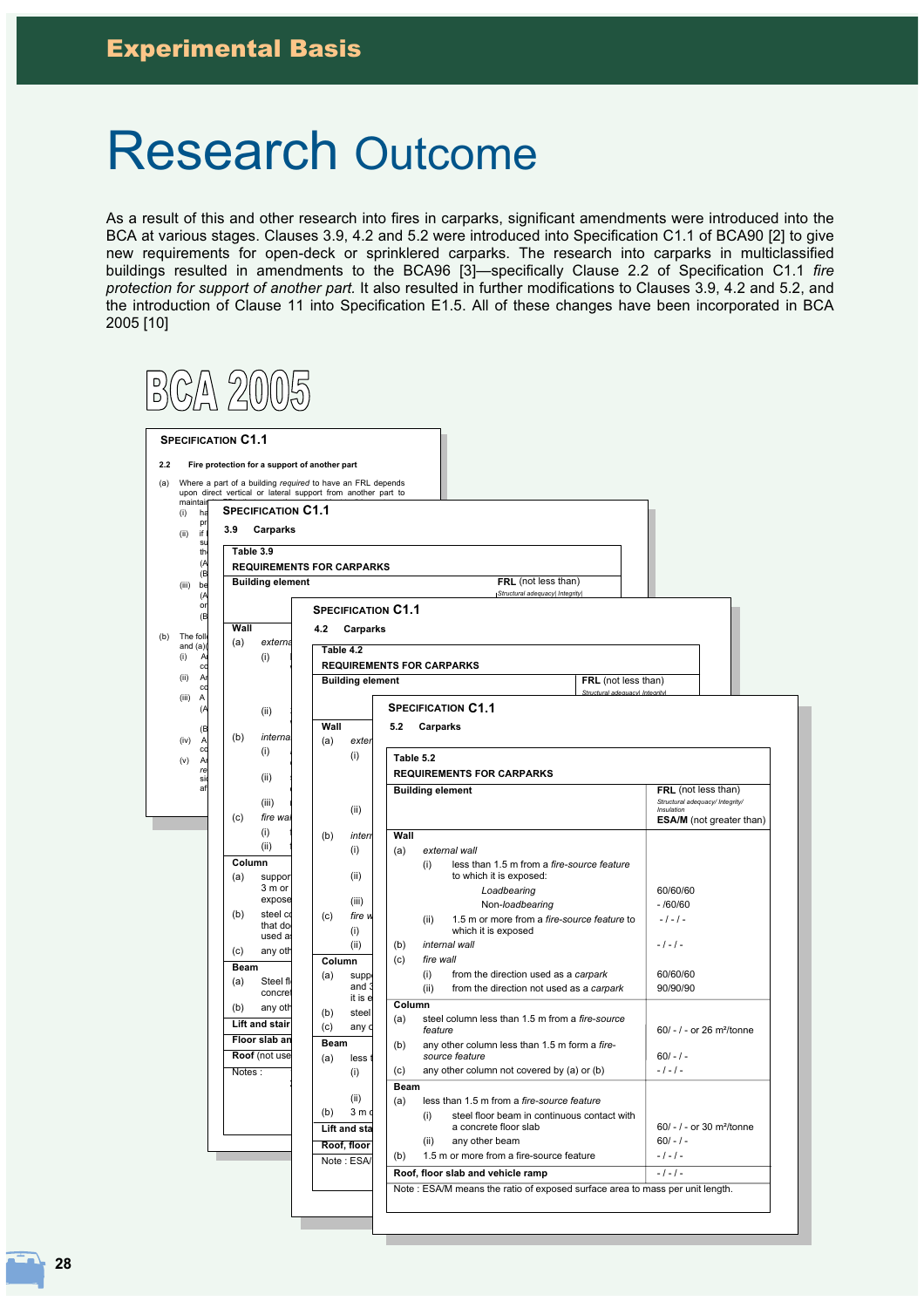# Research Outcome

As a result of this and other research into fires in carparks, significant amendments were introduced into the BCA at various stages. Clauses 3.9, 4.2 and 5.2 were introduced into Specification C1.1 of BCA90 [2] to give new requirements for open-deck or sprinklered carparks. The research into carparks in multiclassified buildings resulted in amendments to the BCA96 [3]—specifically Clause 2.2 of Specification C1.1 *fire protection for support of another part.* It also resulted in further modifications to Clauses 3.9, 4.2 and 5.2, and the introduction of Clause 11 into Specification E1.5. All of these changes have been incorporated in BCA 2005 [10]

BCA 2005

**SPECIFICATION C1.1**

**5.2 Carparks**

**Table 5.2**
**REQUIREMENTS FOR CARPARKS**

| Building element | FRL (not less than) Structural adequacy/ Integrity/ Insulation; ESA/M (not greater than) |
|---|---|
| **Wall** | |
| (a) *external wall* | |
| (i) less than 1.5 m from a *fire-source feature* to which it is exposed: | |
| *Loadbearing* | 60/60/60 |
| Non-*loadbearing* | - /60/60 |
| (ii) 1.5 m or more from a *fire-source feature* to which it is exposed | - / - / - |
| (b) *internal wall* | - / - / - |
| (c) *fire wall* | |
| (i) from the direction used as a *carpark* | 60/60/60 |
| (ii) from the direction not used as a *carpark* | 90/90/90 |
| **Column** | |
| (a) steel column less than 1.5 m from a *fire-source feature* | 60/ - / - or 26 m²/tonne |
| (b) any other column less than 1.5 m form a *fire-source feature* | 60/ - / - |
| (c) any other column not covered by (a) or (b) | - / - / - |
| **Beam** | |
| (a) less than 1.5 m from a *fire-source feature* | |
| (i) steel floor beam in continuous contact with a concrete floor slab | 60/ - / - or 30 m²/tonne |
| (ii) any other beam | 60/ - / - |
| (b) 1.5 m or more from a fire-source feature | - / - / - |
| **Roof, floor slab and vehicle ramp** | - / - / - |

Note : ESA/M means the ratio of exposed surface area to mass per unit length.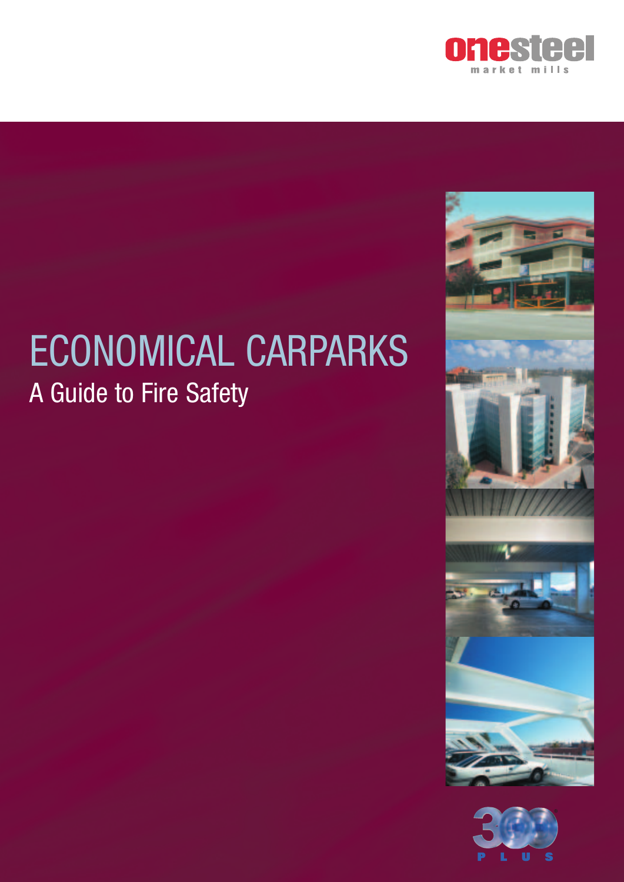onesteel

market mills

# ECONOMICAL CARPARKS

## A Guide to Fire Safety

300 PLUS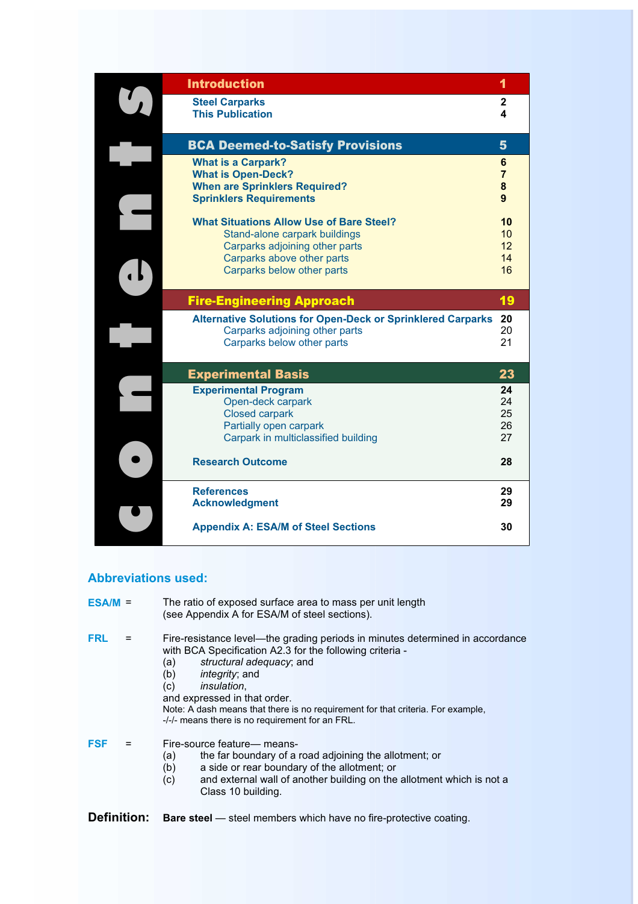# Contents

| Section | Page |
|---|---|
| **Introduction** | **1** |
| Steel Carparks | 2 |
| This Publication | 4 |
| **BCA Deemed-to-Satisfy Provisions** | **5** |
| What is a Carpark? | 6 |
| What is Open-Deck? | 7 |
| When are Sprinklers Required? | 8 |
| Sprinklers Requirements | 9 |
| What Situations Allow Use of Bare Steel? | 10 |
| Stand-alone carpark buildings | 10 |
| Carparks adjoining other parts | 12 |
| Carparks above other parts | 14 |
| Carparks below other parts | 16 |
| **Fire-Engineering Approach** | **19** |
| Alternative Solutions for Open-Deck or Sprinklered Carparks | 20 |
| Carparks adjoining other parts | 20 |
| Carparks below other parts | 21 |
| **Experimental Basis** | **23** |
| Experimental Program | 24 |
| Open-deck carpark | 24 |
| Closed carpark | 25 |
| Partially open carpark | 26 |
| Carpark in multiclassified building | 27 |
| Research Outcome | 28 |
| References | 29 |
| Acknowledgment | 29 |
| Appendix A: ESA/M of Steel Sections | 30 |

## Abbreviations used:

**ESA/M** = The ratio of exposed surface area to mass per unit length (see Appendix A for ESA/M of steel sections).

**FRL** = Fire-resistance level—the grading periods in minutes determined in accordance with BCA Specification A2.3 for the following criteria -

(a) *structural adequacy*; and
(b) *integrity*; and
(c) *insulation*,

and expressed in that order.

Note: A dash means that there is no requirement for that criteria. For example, -/-/- means there is no requirement for an FRL.

**FSF** = Fire-source feature— means-

(a) the far boundary of a road adjoining the allotment; or
(b) a side or rear boundary of the allotment; or
(c) and external wall of another building on the allotment which is not a Class 10 building.

**Definition:** **Bare steel** — steel members which have no fire-protective coating.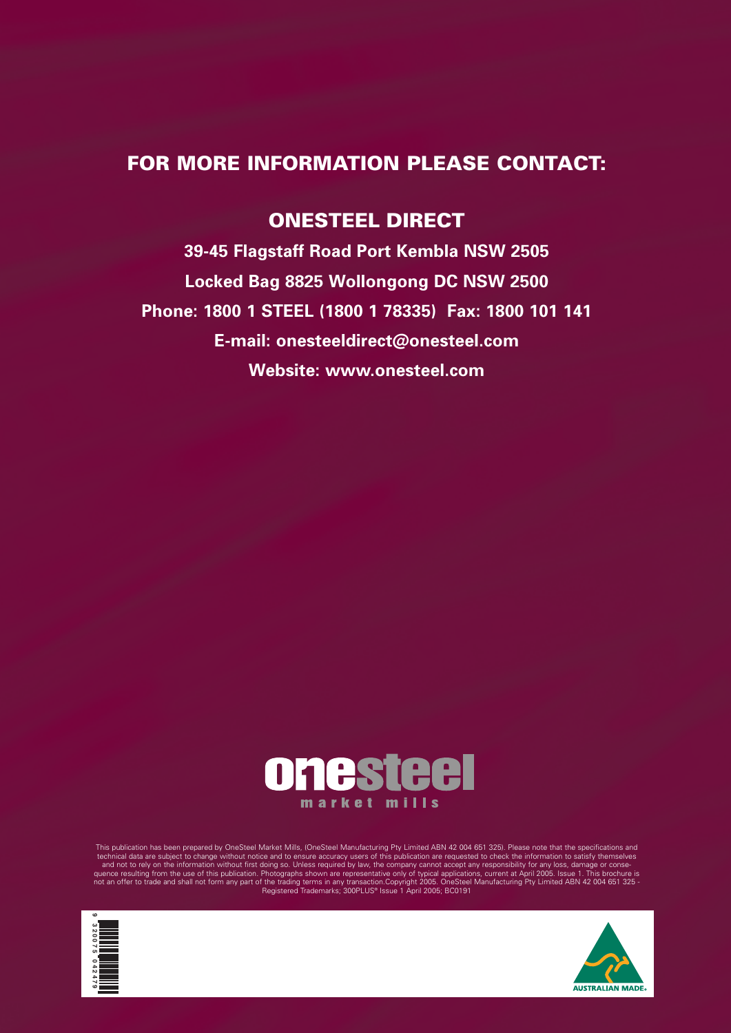## FOR MORE INFORMATION PLEASE CONTACT:

### ONESTEEL DIRECT

**39-45 Flagstaff Road Port Kembla NSW 2505**

**Locked Bag 8825 Wollongong DC NSW 2500**

**Phone: 1800 1 STEEL (1800 1 78335) Fax: 1800 101 141**

**E-mail: onesteeldirect@onesteel.com**

**Website: www.onesteel.com**

onesteel
market mills

This publication has been prepared by OneSteel Market Mills, (OneSteel Manufacturing Pty Limited ABN 42 004 651 325). Please note that the specifications and technical data are subject to change without notice and to ensure accuracy users of this publication are requested to check the information to satisfy themselves and not to rely on the information without first doing so. Unless required by law, the company cannot accept any responsibility for any loss, damage or consequence resulting from the use of this publication. Photographs shown are representative only of typical applications, current at April 2005. Issue 1. This brochure is not an offer to trade and shall not form any part of the trading terms in any transaction.Copyright 2005. OneSteel Manufacturing Pty Limited ABN 42 004 651 325 - Registered Trademarks; 300PLUS® Issue 1 April 2005; BC0191

9 320075 042479

AUSTRALIAN MADE.